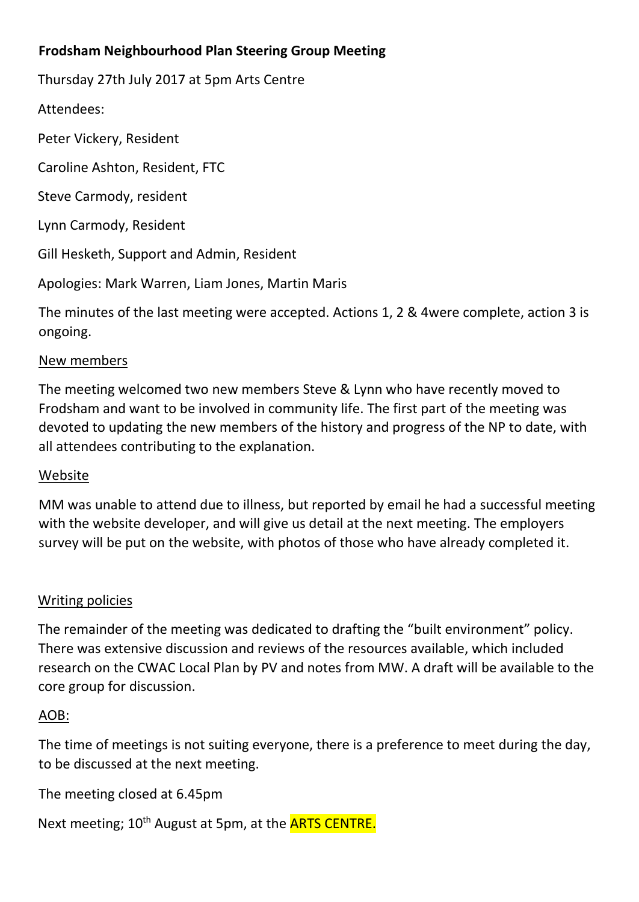**Frodsham Neighbourhood Plan Steering Group Meeting**

Thursday 27th July 2017 at 5pm Arts Centre

Attendees:

Peter Vickery, Resident

Caroline Ashton, Resident, FTC

Steve Carmody, resident

Lynn Carmody, Resident

Gill Hesketh, Support and Admin, Resident

Apologies: Mark Warren, Liam Jones, Martin Maris

The minutes of the last meeting were accepted. Actions 1, 2 & 4were complete, action 3 is ongoing.

<u>New members</u>

The meeting welcomed two new members Steve & Lynn who have recently moved to Frodsham and want to be involved in community life. The first part of the meeting was devoted to updating the new members of the history and progress of the NP to date, with all attendees contributing to the explanation.

<u>Website</u>

MM was unable to attend due to illness, but reported by email he had a successful meeting with the website developer, and will give us detail at the next meeting. The employers survey will be put on the website, with photos of those who have already completed it.

<u>Writing policies</u>

The remainder of the meeting was dedicated to drafting the "built environment" policy. There was extensive discussion and reviews of the resources available, which included research on the CWAC Local Plan by PV and notes from MW. A draft will be available to the core group for discussion.

<u>AOB:</u>

The time of meetings is not suiting everyone, there is a preference to meet during the day, to be discussed at the next meeting.

The meeting closed at 6.45pm

Next meeting; 10th August at 5pm, at the ARTS CENTRE.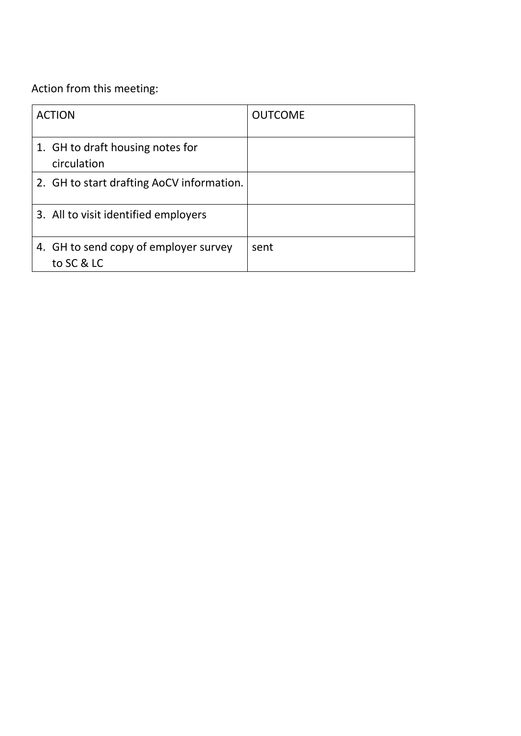Action from this meeting:

| ACTION | OUTCOME |
| --- | --- |
| 1. GH to draft housing notes for circulation | |
| 2. GH to start drafting AoCV information. | |
| 3. All to visit identified employers | |
| 4. GH to send copy of employer survey to SC & LC | sent |